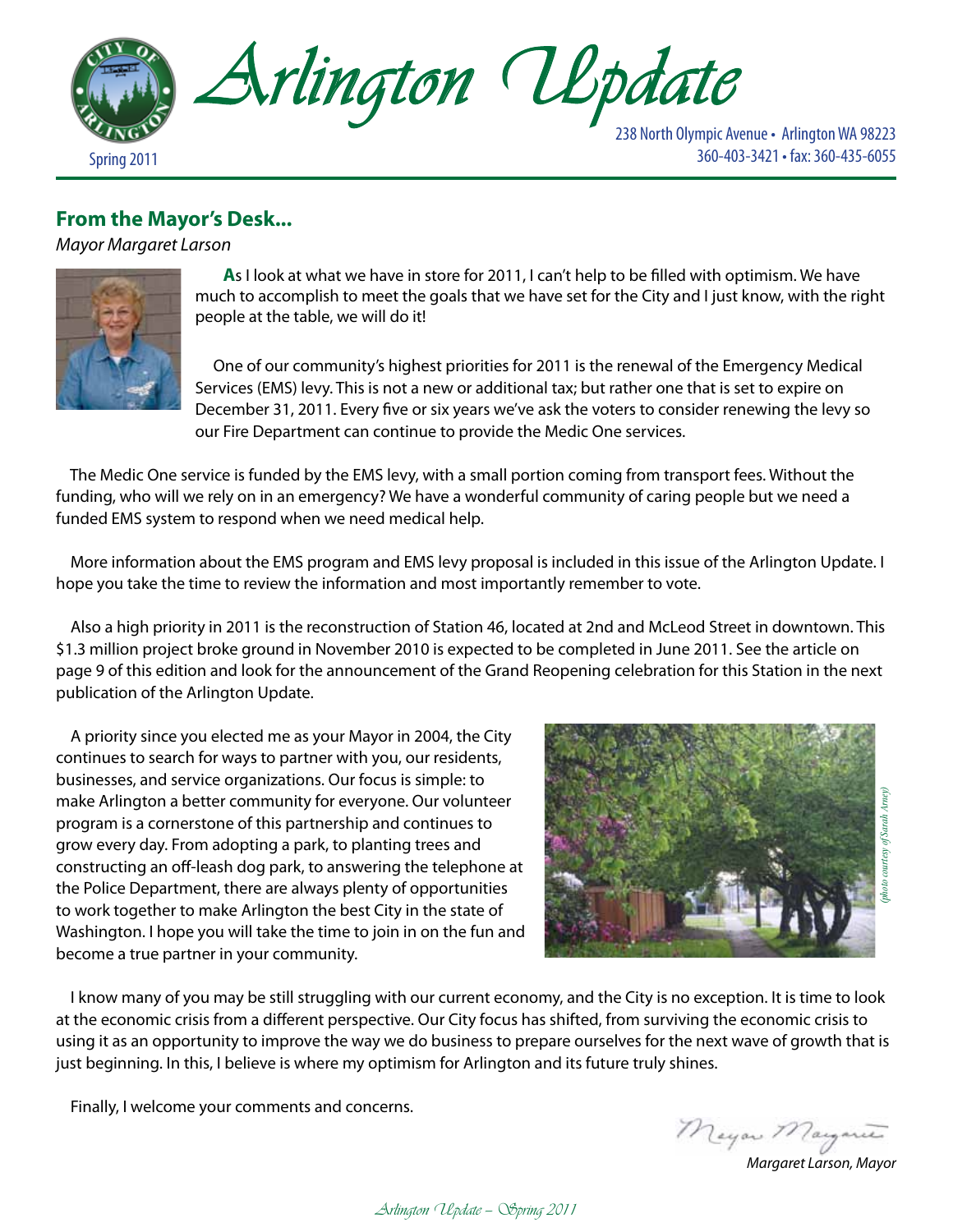# Arlington Update

Spring 2011

238 North Olympic Avenue • Arlington WA 98223
360-403-3421 • fax: 360-435-6055

## From the Mayor's Desk...

*Mayor Margaret Larson*

As I look at what we have in store for 2011, I can't help to be filled with optimism. We have much to accomplish to meet the goals that we have set for the City and I just know, with the right people at the table, we will do it!

One of our community's highest priorities for 2011 is the renewal of the Emergency Medical Services (EMS) levy. This is not a new or additional tax; but rather one that is set to expire on December 31, 2011. Every five or six years we've ask the voters to consider renewing the levy so our Fire Department can continue to provide the Medic One services.

The Medic One service is funded by the EMS levy, with a small portion coming from transport fees. Without the funding, who will we rely on in an emergency? We have a wonderful community of caring people but we need a funded EMS system to respond when we need medical help.

More information about the EMS program and EMS levy proposal is included in this issue of the Arlington Update. I hope you take the time to review the information and most importantly remember to vote.

Also a high priority in 2011 is the reconstruction of Station 46, located at 2nd and McLeod Street in downtown. This $1.3 million project broke ground in November 2010 is expected to be completed in June 2011. See the article on page 9 of this edition and look for the announcement of the Grand Reopening celebration for this Station in the next publication of the Arlington Update.

A priority since you elected me as your Mayor in 2004, the City continues to search for ways to partner with you, our residents, businesses, and service organizations. Our focus is simple: to make Arlington a better community for everyone. Our volunteer program is a cornerstone of this partnership and continues to grow every day. From adopting a park, to planting trees and constructing an off-leash dog park, to answering the telephone at the Police Department, there are always plenty of opportunities to work together to make Arlington the best City in the state of Washington. I hope you will take the time to join in on the fun and become a true partner in your community.

*(photo courtesy of Sarah Arney)*

I know many of you may be still struggling with our current economy, and the City is no exception. It is time to look at the economic crisis from a different perspective. Our City focus has shifted, from surviving the economic crisis to using it as an opportunity to improve the way we do business to prepare ourselves for the next wave of growth that is just beginning. In this, I believe is where my optimism for Arlington and its future truly shines.

Finally, I welcome your comments and concerns.

*Mayor Margaret*

*Margaret Larson, Mayor*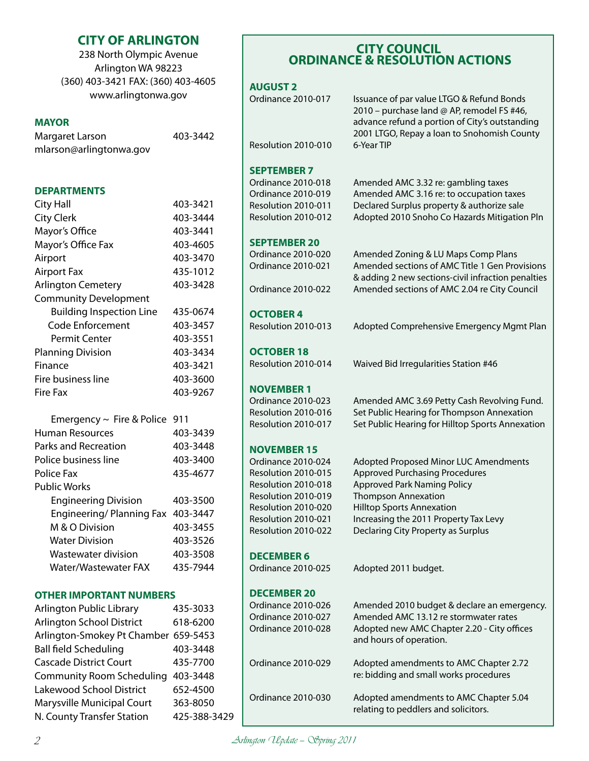## CITY OF ARLINGTON

238 North Olympic Avenue
Arlington WA 98223
(360) 403-3421 FAX: (360) 403-4605
www.arlingtonwa.gov

### MAYOR

| | |
|---|---|
| Margaret Larson | 403-3442 |
| mlarson@arlingtonwa.gov | |

### DEPARTMENTS

| | |
|---|---|
| City Hall | 403-3421 |
| City Clerk | 403-3444 |
| Mayor's Office | 403-3441 |
| Mayor's Office Fax | 403-4605 |
| Airport | 403-3470 |
| Airport Fax | 435-1012 |
| Arlington Cemetery | 403-3428 |
| Community Development | |
| Building Inspection Line | 435-0674 |
| Code Enforcement | 403-3457 |
| Permit Center | 403-3551 |
| Planning Division | 403-3434 |
| Finance | 403-3421 |
| Fire business line | 403-3600 |
| Fire Fax | 403-9267 |
| Emergency ~ Fire & Police | 911 |
| Human Resources | 403-3439 |
| Parks and Recreation | 403-3448 |
| Police business line | 403-3400 |
| Police Fax | 435-4677 |
| Public Works | |
| Engineering Division | 403-3500 |
| Engineering/ Planning Fax | 403-3447 |
| M & O Division | 403-3455 |
| Water Division | 403-3526 |
| Wastewater division | 403-3508 |
| Water/Wastewater FAX | 435-7944 |

### OTHER IMPORTANT NUMBERS

| | |
|---|---|
| Arlington Public Library | 435-3033 |
| Arlington School District | 618-6200 |
| Arlington-Smokey Pt Chamber | 659-5453 |
| Ball field Scheduling | 403-3448 |
| Cascade District Court | 435-7700 |
| Community Room Scheduling | 403-3448 |
| Lakewood School District | 652-4500 |
| Marysville Municipal Court | 363-8050 |
| N. County Transfer Station | 425-388-3429 |

## CITY COUNCIL ORDINANCE & RESOLUTION ACTIONS

### AUGUST 2

| | |
|---|---|
| Ordinance 2010-017 | Issuance of par value LTGO & Refund Bonds 2010 – purchase land @ AP, remodel FS #46, advance refund a portion of City's outstanding 2001 LTGO, Repay a loan to Snohomish County |
| Resolution 2010-010 | 6-Year TIP |

### SEPTEMBER 7

| | |
|---|---|
| Ordinance 2010-018 | Amended AMC 3.32 re: gambling taxes |
| Ordinance 2010-019 | Amended AMC 3.16 re: to occupation taxes |
| Resolution 2010-011 | Declared Surplus property & authorize sale |
| Resolution 2010-012 | Adopted 2010 Snoho Co Hazards Mitigation Pln |

### SEPTEMBER 20

| | |
|---|---|
| Ordinance 2010-020 | Amended Zoning & LU Maps Comp Plans |
| Ordinance 2010-021 | Amended sections of AMC Title 1 Gen Provisions & adding 2 new sections-civil infraction penalties |
| Ordinance 2010-022 | Amended sections of AMC 2.04 re City Council |

### OCTOBER 4

| | |
|---|---|
| Resolution 2010-013 | Adopted Comprehensive Emergency Mgmt Plan |

### OCTOBER 18

| | |
|---|---|
| Resolution 2010-014 | Waived Bid Irregularities Station #46 |

### NOVEMBER 1

| | |
|---|---|
| Ordinance 2010-023 | Amended AMC 3.69 Petty Cash Revolving Fund. |
| Resolution 2010-016 | Set Public Hearing for Thompson Annexation |
| Resolution 2010-017 | Set Public Hearing for Hilltop Sports Annexation |

### NOVEMBER 15

| | |
|---|---|
| Ordinance 2010-024 | Adopted Proposed Minor LUC Amendments |
| Resolution 2010-015 | Approved Purchasing Procedures |
| Resolution 2010-018 | Approved Park Naming Policy |
| Resolution 2010-019 | Thompson Annexation |
| Resolution 2010-020 | Hilltop Sports Annexation |
| Resolution 2010-021 | Increasing the 2011 Property Tax Levy |
| Resolution 2010-022 | Declaring City Property as Surplus |

### DECEMBER 6

| | |
|---|---|
| Ordinance 2010-025 | Adopted 2011 budget. |

### DECEMBER 20

| | |
|---|---|
| Ordinance 2010-026 | Amended 2010 budget & declare an emergency. |
| Ordinance 2010-027 | Amended AMC 13.12 re stormwater rates |
| Ordinance 2010-028 | Adopted new AMC Chapter 2.20 - City offices and hours of operation. |
| Ordinance 2010-029 | Adopted amendments to AMC Chapter 2.72 re: bidding and small works procedures |
| Ordinance 2010-030 | Adopted amendments to AMC Chapter 5.04 relating to peddlers and solicitors. |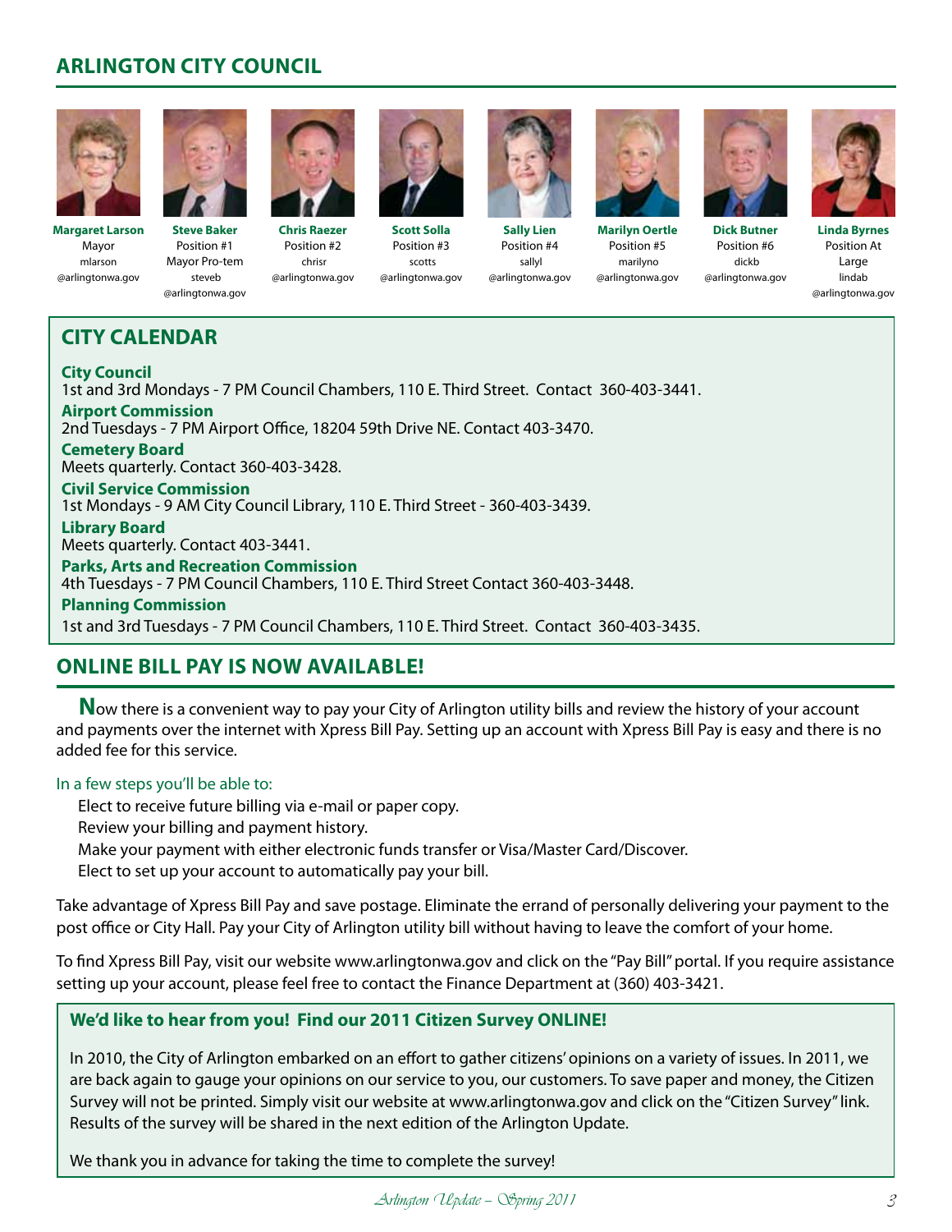## ARLINGTON CITY COUNCIL

| Name | Position | Email |
|---|---|---|
| **Margaret Larson** | Mayor | mlarson@arlingtonwa.gov |
| **Steve Baker** | Position #1 Mayor Pro-tem | steveb@arlingtonwa.gov |
| **Chris Raezer** | Position #2 | chrisr@arlingtonwa.gov |
| **Scott Solla** | Position #3 | scotts@arlingtonwa.gov |
| **Sally Lien** | Position #4 | sallyl@arlingtonwa.gov |
| **Marilyn Oertle** | Position #5 | marilyno@arlingtonwa.gov |
| **Dick Butner** | Position #6 | dickb@arlingtonwa.gov |
| **Linda Byrnes** | Position At Large | lindab@arlingtonwa.gov |

## CITY CALENDAR

**City Council**
1st and 3rd Mondays - 7 PM Council Chambers, 110 E. Third Street. Contact 360-403-3441.

**Airport Commission**
2nd Tuesdays - 7 PM Airport Office, 18204 59th Drive NE. Contact 403-3470.

**Cemetery Board**
Meets quarterly. Contact 360-403-3428.

**Civil Service Commission**
1st Mondays - 9 AM City Council Library, 110 E. Third Street - 360-403-3439.

**Library Board**
Meets quarterly. Contact 403-3441.

**Parks, Arts and Recreation Commission**
4th Tuesdays - 7 PM Council Chambers, 110 E. Third Street Contact 360-403-3448.

**Planning Commission**
1st and 3rd Tuesdays - 7 PM Council Chambers, 110 E. Third Street. Contact 360-403-3435.

## ONLINE BILL PAY IS NOW AVAILABLE!

Now there is a convenient way to pay your City of Arlington utility bills and review the history of your account and payments over the internet with Xpress Bill Pay. Setting up an account with Xpress Bill Pay is easy and there is no added fee for this service.

In a few steps you'll be able to:

- Elect to receive future billing via e-mail or paper copy.
- Review your billing and payment history.
- Make your payment with either electronic funds transfer or Visa/Master Card/Discover.
- Elect to set up your account to automatically pay your bill.

Take advantage of Xpress Bill Pay and save postage. Eliminate the errand of personally delivering your payment to the post office or City Hall. Pay your City of Arlington utility bill without having to leave the comfort of your home.

To find Xpress Bill Pay, visit our website www.arlingtonwa.gov and click on the "Pay Bill" portal. If you require assistance setting up your account, please feel free to contact the Finance Department at (360) 403-3421.

### We'd like to hear from you! Find our 2011 Citizen Survey ONLINE!

In 2010, the City of Arlington embarked on an effort to gather citizens' opinions on a variety of issues. In 2011, we are back again to gauge your opinions on our service to you, our customers. To save paper and money, the Citizen Survey will not be printed. Simply visit our website at www.arlingtonwa.gov and click on the "Citizen Survey" link. Results of the survey will be shared in the next edition of the Arlington Update.

We thank you in advance for taking the time to complete the survey!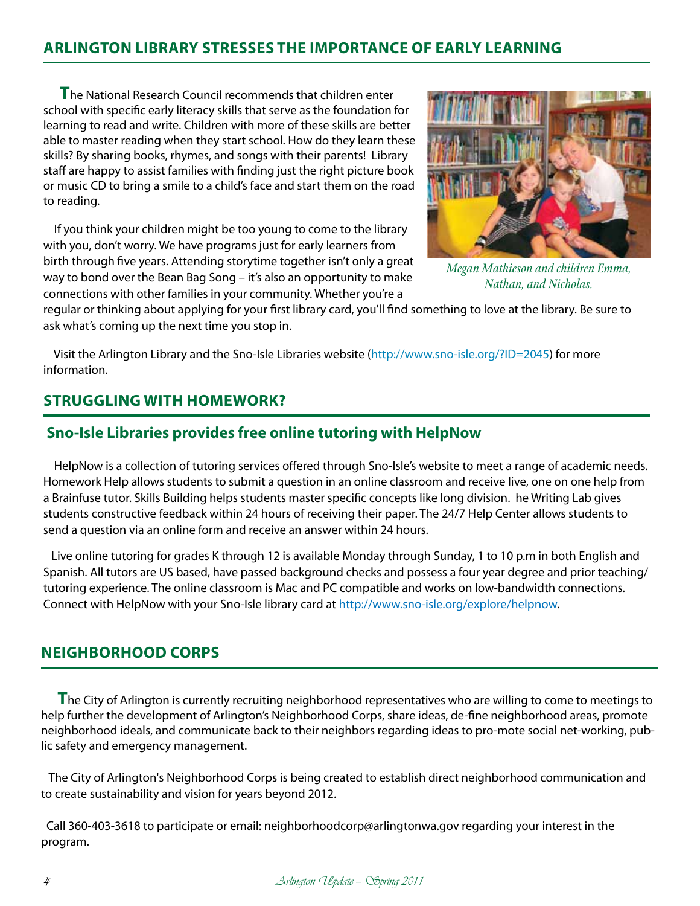## ARLINGTON LIBRARY STRESSES THE IMPORTANCE OF EARLY LEARNING

The National Research Council recommends that children enter school with specific early literacy skills that serve as the foundation for learning to read and write. Children with more of these skills are better able to master reading when they start school. How do they learn these skills? By sharing books, rhymes, and songs with their parents! Library staff are happy to assist families with finding just the right picture book or music CD to bring a smile to a child's face and start them on the road to reading.

*Megan Mathieson and children Emma, Nathan, and Nicholas.*

If you think your children might be too young to come to the library with you, don't worry. We have programs just for early learners from birth through five years. Attending storytime together isn't only a great way to bond over the Bean Bag Song – it's also an opportunity to make connections with other families in your community. Whether you're a regular or thinking about applying for your first library card, you'll find something to love at the library. Be sure to ask what's coming up the next time you stop in.

Visit the Arlington Library and the Sno-Isle Libraries website (http://www.sno-isle.org/?ID=2045) for more information.

## STRUGGLING WITH HOMEWORK?

### Sno-Isle Libraries provides free online tutoring with HelpNow

HelpNow is a collection of tutoring services offered through Sno-Isle's website to meet a range of academic needs. Homework Help allows students to submit a question in an online classroom and receive live, one on one help from a Brainfuse tutor. Skills Building helps students master specific concepts like long division. he Writing Lab gives students constructive feedback within 24 hours of receiving their paper. The 24/7 Help Center allows students to send a question via an online form and receive an answer within 24 hours.

Live online tutoring for grades K through 12 is available Monday through Sunday, 1 to 10 p.m in both English and Spanish. All tutors are US based, have passed background checks and possess a four year degree and prior teaching/ tutoring experience. The online classroom is Mac and PC compatible and works on low-bandwidth connections. Connect with HelpNow with your Sno-Isle library card at http://www.sno-isle.org/explore/helpnow.

## NEIGHBORHOOD CORPS

The City of Arlington is currently recruiting neighborhood representatives who are willing to come to meetings to help further the development of Arlington's Neighborhood Corps, share ideas, de-fine neighborhood areas, promote neighborhood ideals, and communicate back to their neighbors regarding ideas to pro-mote social net-working, public safety and emergency management.

The City of Arlington's Neighborhood Corps is being created to establish direct neighborhood communication and to create sustainability and vision for years beyond 2012.

Call 360-403-3618 to participate or email: neighborhoodcorp@arlingtonwa.gov regarding your interest in the program.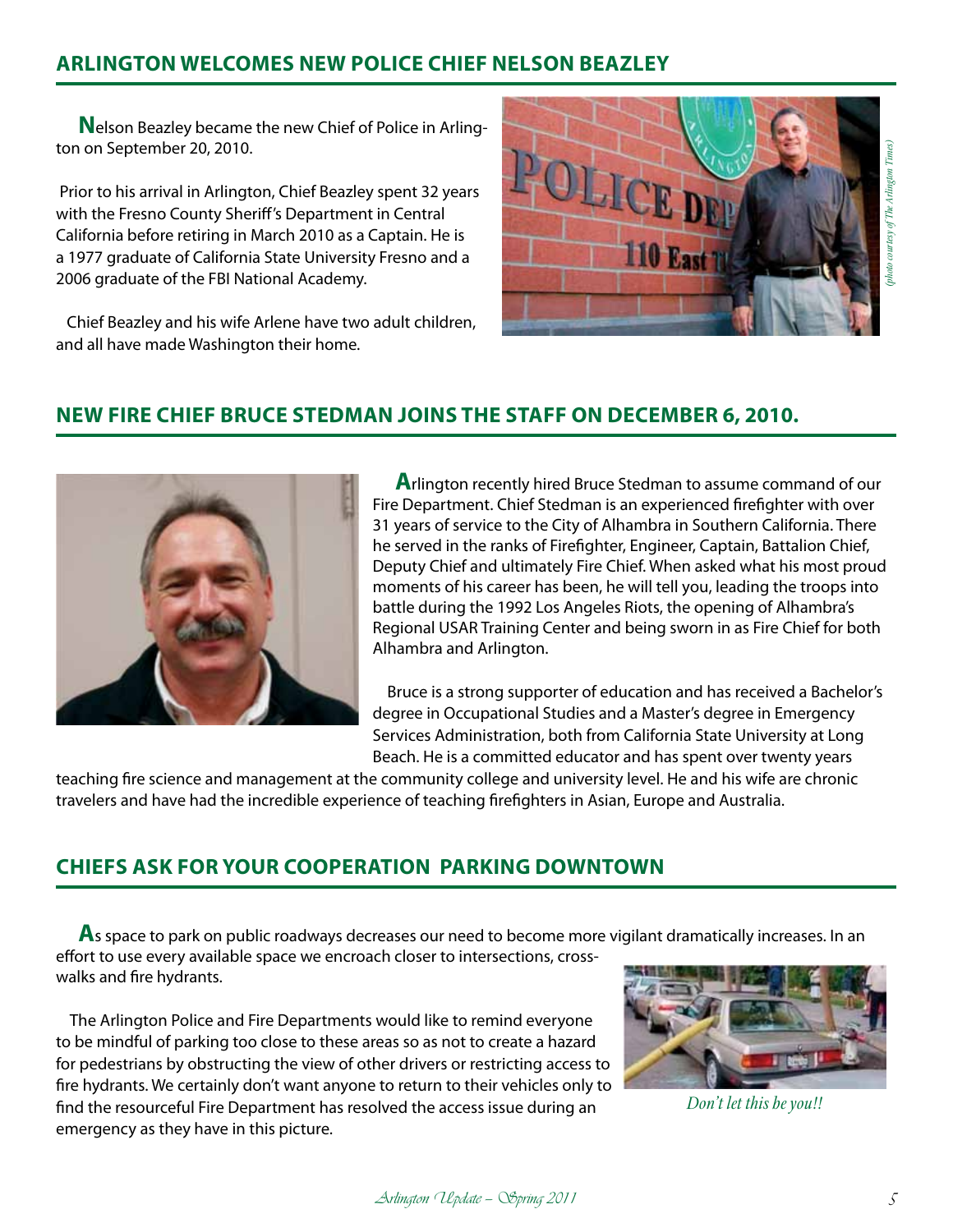## ARLINGTON WELCOMES NEW POLICE CHIEF NELSON BEAZLEY

Nelson Beazley became the new Chief of Police in Arlington on September 20, 2010.

Prior to his arrival in Arlington, Chief Beazley spent 32 years with the Fresno County Sheriff's Department in Central California before retiring in March 2010 as a Captain. He is a 1977 graduate of California State University Fresno and a 2006 graduate of the FBI National Academy.

Chief Beazley and his wife Arlene have two adult children, and all have made Washington their home.

*(photo courtesy of The Arlington Times)*

## NEW FIRE CHIEF BRUCE STEDMAN JOINS THE STAFF ON DECEMBER 6, 2010.

Arlington recently hired Bruce Stedman to assume command of our Fire Department. Chief Stedman is an experienced firefighter with over 31 years of service to the City of Alhambra in Southern California. There he served in the ranks of Firefighter, Engineer, Captain, Battalion Chief, Deputy Chief and ultimately Fire Chief. When asked what his most proud moments of his career has been, he will tell you, leading the troops into battle during the 1992 Los Angeles Riots, the opening of Alhambra's Regional USAR Training Center and being sworn in as Fire Chief for both Alhambra and Arlington.

Bruce is a strong supporter of education and has received a Bachelor's degree in Occupational Studies and a Master's degree in Emergency Services Administration, both from California State University at Long Beach. He is a committed educator and has spent over twenty years teaching fire science and management at the community college and university level. He and his wife are chronic travelers and have had the incredible experience of teaching firefighters in Asian, Europe and Australia.

## CHIEFS ASK FOR YOUR COOPERATION PARKING DOWNTOWN

As space to park on public roadways decreases our need to become more vigilant dramatically increases. In an effort to use every available space we encroach closer to intersections, crosswalks and fire hydrants.

The Arlington Police and Fire Departments would like to remind everyone to be mindful of parking too close to these areas so as not to create a hazard for pedestrians by obstructing the view of other drivers or restricting access to fire hydrants. We certainly don't want anyone to return to their vehicles only to find the resourceful Fire Department has resolved the access issue during an emergency as they have in this picture.

*Don't let this be you!!*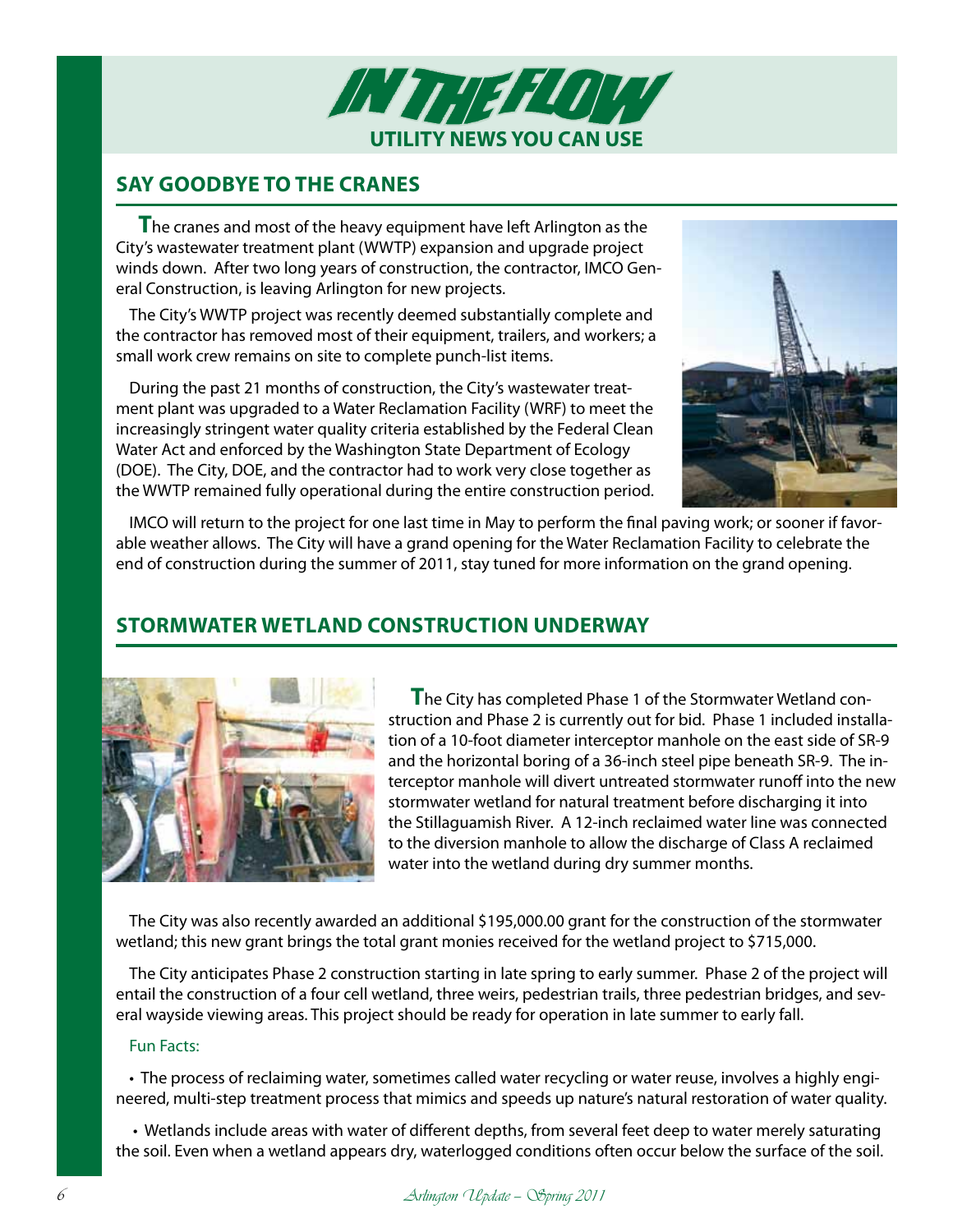# IN THE FLOW

## UTILITY NEWS YOU CAN USE

## SAY GOODBYE TO THE CRANES

The cranes and most of the heavy equipment have left Arlington as the City's wastewater treatment plant (WWTP) expansion and upgrade project winds down. After two long years of construction, the contractor, IMCO General Construction, is leaving Arlington for new projects.

The City's WWTP project was recently deemed substantially complete and the contractor has removed most of their equipment, trailers, and workers; a small work crew remains on site to complete punch-list items.

During the past 21 months of construction, the City's wastewater treatment plant was upgraded to a Water Reclamation Facility (WRF) to meet the increasingly stringent water quality criteria established by the Federal Clean Water Act and enforced by the Washington State Department of Ecology (DOE). The City, DOE, and the contractor had to work very close together as the WWTP remained fully operational during the entire construction period.

IMCO will return to the project for one last time in May to perform the final paving work; or sooner if favorable weather allows. The City will have a grand opening for the Water Reclamation Facility to celebrate the end of construction during the summer of 2011, stay tuned for more information on the grand opening.

## STORMWATER WETLAND CONSTRUCTION UNDERWAY

The City has completed Phase 1 of the Stormwater Wetland construction and Phase 2 is currently out for bid. Phase 1 included installation of a 10-foot diameter interceptor manhole on the east side of SR-9 and the horizontal boring of a 36-inch steel pipe beneath SR-9. The interceptor manhole will divert untreated stormwater runoff into the new stormwater wetland for natural treatment before discharging it into the Stillaguamish River. A 12-inch reclaimed water line was connected to the diversion manhole to allow the discharge of Class A reclaimed water into the wetland during dry summer months.

The City was also recently awarded an additional $195,000.00 grant for the construction of the stormwater wetland; this new grant brings the total grant monies received for the wetland project to $715,000.

The City anticipates Phase 2 construction starting in late spring to early summer. Phase 2 of the project will entail the construction of a four cell wetland, three weirs, pedestrian trails, three pedestrian bridges, and several wayside viewing areas. This project should be ready for operation in late summer to early fall.

Fun Facts:

- The process of reclaiming water, sometimes called water recycling or water reuse, involves a highly engineered, multi-step treatment process that mimics and speeds up nature's natural restoration of water quality.
- Wetlands include areas with water of different depths, from several feet deep to water merely saturating the soil. Even when a wetland appears dry, waterlogged conditions often occur below the surface of the soil.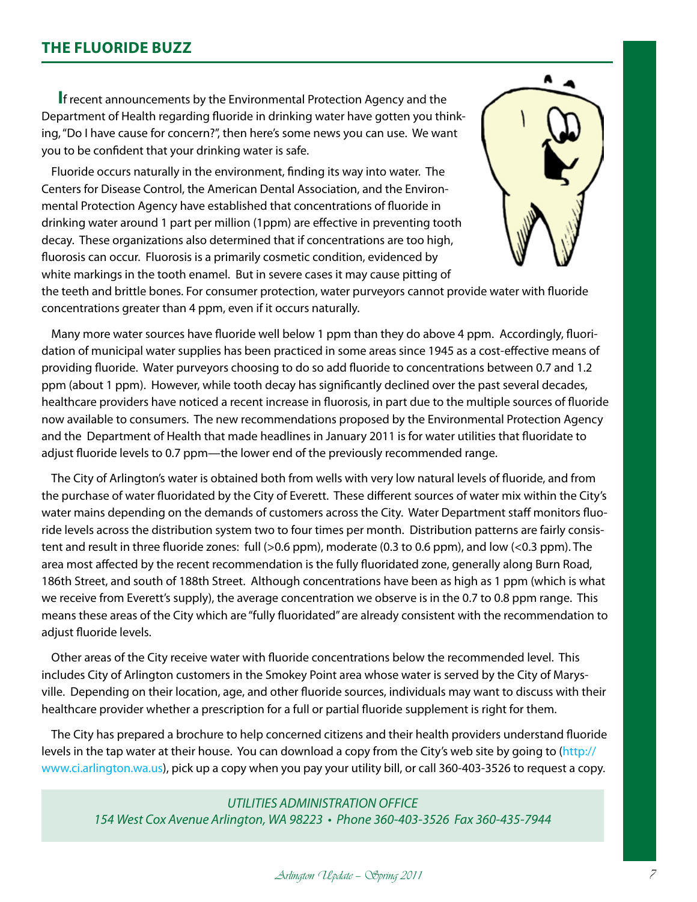## THE FLUORIDE BUZZ

If recent announcements by the Environmental Protection Agency and the Department of Health regarding fluoride in drinking water have gotten you thinking, "Do I have cause for concern?", then here's some news you can use. We want you to be confident that your drinking water is safe.

Fluoride occurs naturally in the environment, finding its way into water. The Centers for Disease Control, the American Dental Association, and the Environmental Protection Agency have established that concentrations of fluoride in drinking water around 1 part per million (1ppm) are effective in preventing tooth decay. These organizations also determined that if concentrations are too high, fluorosis can occur. Fluorosis is a primarily cosmetic condition, evidenced by white markings in the tooth enamel. But in severe cases it may cause pitting of the teeth and brittle bones. For consumer protection, water purveyors cannot provide water with fluoride concentrations greater than 4 ppm, even if it occurs naturally.

Many more water sources have fluoride well below 1 ppm than they do above 4 ppm. Accordingly, fluoridation of municipal water supplies has been practiced in some areas since 1945 as a cost-effective means of providing fluoride. Water purveyors choosing to do so add fluoride to concentrations between 0.7 and 1.2 ppm (about 1 ppm). However, while tooth decay has significantly declined over the past several decades, healthcare providers have noticed a recent increase in fluorosis, in part due to the multiple sources of fluoride now available to consumers. The new recommendations proposed by the Environmental Protection Agency and the Department of Health that made headlines in January 2011 is for water utilities that fluoridate to adjust fluoride levels to 0.7 ppm—the lower end of the previously recommended range.

The City of Arlington's water is obtained both from wells with very low natural levels of fluoride, and from the purchase of water fluoridated by the City of Everett. These different sources of water mix within the City's water mains depending on the demands of customers across the City. Water Department staff monitors fluoride levels across the distribution system two to four times per month. Distribution patterns are fairly consistent and result in three fluoride zones: full (>0.6 ppm), moderate (0.3 to 0.6 ppm), and low (<0.3 ppm). The area most affected by the recent recommendation is the fully fluoridated zone, generally along Burn Road, 186th Street, and south of 188th Street. Although concentrations have been as high as 1 ppm (which is what we receive from Everett's supply), the average concentration we observe is in the 0.7 to 0.8 ppm range. This means these areas of the City which are "fully fluoridated" are already consistent with the recommendation to adjust fluoride levels.

Other areas of the City receive water with fluoride concentrations below the recommended level. This includes City of Arlington customers in the Smokey Point area whose water is served by the City of Marysville. Depending on their location, age, and other fluoride sources, individuals may want to discuss with their healthcare provider whether a prescription for a full or partial fluoride supplement is right for them.

The City has prepared a brochure to help concerned citizens and their health providers understand fluoride levels in the tap water at their house. You can download a copy from the City's web site by going to (http://www.ci.arlington.wa.us), pick up a copy when you pay your utility bill, or call 360-403-3526 to request a copy.

*UTILITIES ADMINISTRATION OFFICE*
*154 West Cox Avenue Arlington, WA 98223 • Phone 360-403-3526 Fax 360-435-7944*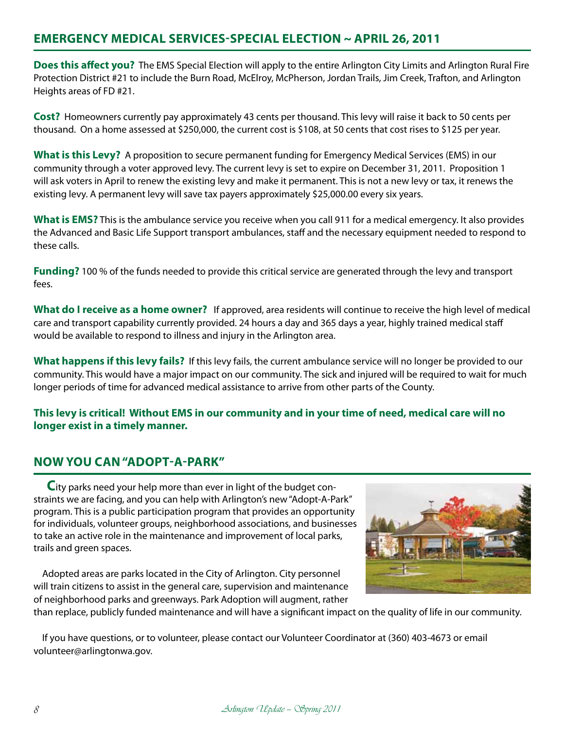## EMERGENCY MEDICAL SERVICES-SPECIAL ELECTION ~ APRIL 26, 2011

**Does this affect you?** The EMS Special Election will apply to the entire Arlington City Limits and Arlington Rural Fire Protection District #21 to include the Burn Road, McElroy, McPherson, Jordan Trails, Jim Creek, Trafton, and Arlington Heights areas of FD #21.

**Cost?** Homeowners currently pay approximately 43 cents per thousand. This levy will raise it back to 50 cents per thousand. On a home assessed at $250,000, the current cost is $108, at 50 cents that cost rises to $125 per year.

**What is this Levy?** A proposition to secure permanent funding for Emergency Medical Services (EMS) in our community through a voter approved levy. The current levy is set to expire on December 31, 2011. Proposition 1 will ask voters in April to renew the existing levy and make it permanent. This is not a new levy or tax, it renews the existing levy. A permanent levy will save tax payers approximately $25,000.00 every six years.

**What is EMS?** This is the ambulance service you receive when you call 911 for a medical emergency. It also provides the Advanced and Basic Life Support transport ambulances, staff and the necessary equipment needed to respond to these calls.

**Funding?** 100 % of the funds needed to provide this critical service are generated through the levy and transport fees.

**What do I receive as a home owner?** If approved, area residents will continue to receive the high level of medical care and transport capability currently provided. 24 hours a day and 365 days a year, highly trained medical staff would be available to respond to illness and injury in the Arlington area.

**What happens if this levy fails?** If this levy fails, the current ambulance service will no longer be provided to our community. This would have a major impact on our community. The sick and injured will be required to wait for much longer periods of time for advanced medical assistance to arrive from other parts of the County.

**This levy is critical! Without EMS in our community and in your time of need, medical care will no longer exist in a timely manner.**

## NOW YOU CAN "ADOPT-A-PARK"

City parks need your help more than ever in light of the budget constraints we are facing, and you can help with Arlington's new "Adopt-A-Park" program. This is a public participation program that provides an opportunity for individuals, volunteer groups, neighborhood associations, and businesses to take an active role in the maintenance and improvement of local parks, trails and green spaces.

Adopted areas are parks located in the City of Arlington. City personnel will train citizens to assist in the general care, supervision and maintenance of neighborhood parks and greenways. Park Adoption will augment, rather than replace, publicly funded maintenance and will have a significant impact on the quality of life in our community.

If you have questions, or to volunteer, please contact our Volunteer Coordinator at (360) 403-4673 or email volunteer@arlingtonwa.gov.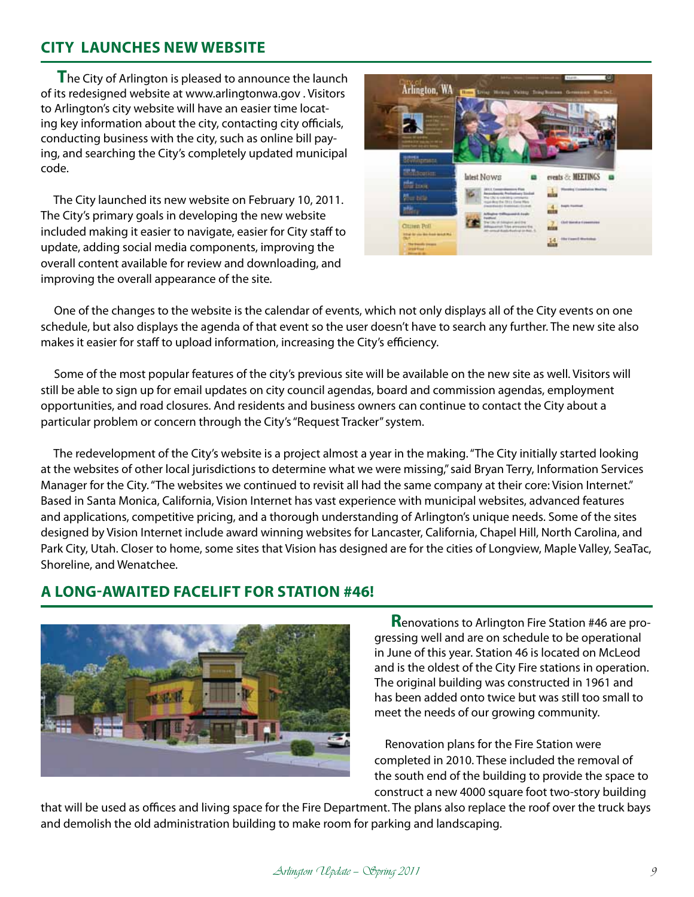## CITY LAUNCHES NEW WEBSITE

The City of Arlington is pleased to announce the launch of its redesigned website at www.arlingtonwa.gov . Visitors to Arlington's city website will have an easier time locating key information about the city, contacting city officials, conducting business with the city, such as online bill paying, and searching the City's completely updated municipal code.

The City launched its new website on February 10, 2011. The City's primary goals in developing the new website included making it easier to navigate, easier for City staff to update, adding social media components, improving the overall content available for review and downloading, and improving the overall appearance of the site.

One of the changes to the website is the calendar of events, which not only displays all of the City events on one schedule, but also displays the agenda of that event so the user doesn't have to search any further. The new site also makes it easier for staff to upload information, increasing the City's efficiency.

Some of the most popular features of the city's previous site will be available on the new site as well. Visitors will still be able to sign up for email updates on city council agendas, board and commission agendas, employment opportunities, and road closures. And residents and business owners can continue to contact the City about a particular problem or concern through the City's "Request Tracker" system.

The redevelopment of the City's website is a project almost a year in the making. "The City initially started looking at the websites of other local jurisdictions to determine what we were missing," said Bryan Terry, Information Services Manager for the City. "The websites we continued to revisit all had the same company at their core: Vision Internet." Based in Santa Monica, California, Vision Internet has vast experience with municipal websites, advanced features and applications, competitive pricing, and a thorough understanding of Arlington's unique needs. Some of the sites designed by Vision Internet include award winning websites for Lancaster, California, Chapel Hill, North Carolina, and Park City, Utah. Closer to home, some sites that Vision has designed are for the cities of Longview, Maple Valley, SeaTac, Shoreline, and Wenatchee.

## A LONG-AWAITED FACELIFT FOR STATION #46!

Renovations to Arlington Fire Station #46 are progressing well and are on schedule to be operational in June of this year. Station 46 is located on McLeod and is the oldest of the City Fire stations in operation. The original building was constructed in 1961 and has been added onto twice but was still too small to meet the needs of our growing community.

Renovation plans for the Fire Station were completed in 2010. These included the removal of the south end of the building to provide the space to construct a new 4000 square foot two-story building that will be used as offices and living space for the Fire Department. The plans also replace the roof over the truck bays and demolish the old administration building to make room for parking and landscaping.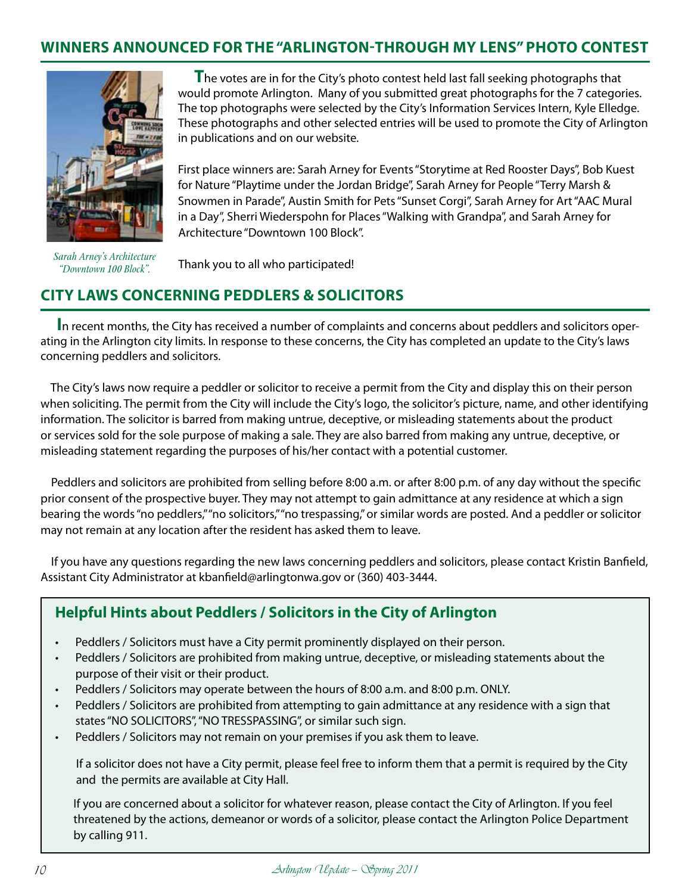## WINNERS ANNOUNCED FOR THE "ARLINGTON-THROUGH MY LENS" PHOTO CONTEST

*Sarah Arney's Architecture "Downtown 100 Block".*

**T**he votes are in for the City's photo contest held last fall seeking photographs that would promote Arlington. Many of you submitted great photographs for the 7 categories. The top photographs were selected by the City's Information Services Intern, Kyle Elledge. These photographs and other selected entries will be used to promote the City of Arlington in publications and on our website.

First place winners are: Sarah Arney for Events "Storytime at Red Rooster Days", Bob Kuest for Nature "Playtime under the Jordan Bridge", Sarah Arney for People "Terry Marsh & Snowmen in Parade", Austin Smith for Pets "Sunset Corgi", Sarah Arney for Art "AAC Mural in a Day", Sherri Wiederspohn for Places "Walking with Grandpa", and Sarah Arney for Architecture "Downtown 100 Block".

Thank you to all who participated!

## CITY LAWS CONCERNING PEDDLERS & SOLICITORS

**I**n recent months, the City has received a number of complaints and concerns about peddlers and solicitors operating in the Arlington city limits. In response to these concerns, the City has completed an update to the City's laws concerning peddlers and solicitors.

The City's laws now require a peddler or solicitor to receive a permit from the City and display this on their person when soliciting. The permit from the City will include the City's logo, the solicitor's picture, name, and other identifying information. The solicitor is barred from making untrue, deceptive, or misleading statements about the product or services sold for the sole purpose of making a sale. They are also barred from making any untrue, deceptive, or misleading statement regarding the purposes of his/her contact with a potential customer.

Peddlers and solicitors are prohibited from selling before 8:00 a.m. or after 8:00 p.m. of any day without the specific prior consent of the prospective buyer. They may not attempt to gain admittance at any residence at which a sign bearing the words "no peddlers," "no solicitors," "no trespassing," or similar words are posted. And a peddler or solicitor may not remain at any location after the resident has asked them to leave.

If you have any questions regarding the new laws concerning peddlers and solicitors, please contact Kristin Banfield, Assistant City Administrator at kbanfield@arlingtonwa.gov or (360) 403-3444.

### Helpful Hints about Peddlers / Solicitors in the City of Arlington

- Peddlers / Solicitors must have a City permit prominently displayed on their person.
- Peddlers / Solicitors are prohibited from making untrue, deceptive, or misleading statements about the purpose of their visit or their product.
- Peddlers / Solicitors may operate between the hours of 8:00 a.m. and 8:00 p.m. ONLY.
- Peddlers / Solicitors are prohibited from attempting to gain admittance at any residence with a sign that states "NO SOLICITORS", "NO TRESSPASSING", or similar such sign.
- Peddlers / Solicitors may not remain on your premises if you ask them to leave.

If a solicitor does not have a City permit, please feel free to inform them that a permit is required by the City and the permits are available at City Hall.

If you are concerned about a solicitor for whatever reason, please contact the City of Arlington. If you feel threatened by the actions, demeanor or words of a solicitor, please contact the Arlington Police Department by calling 911.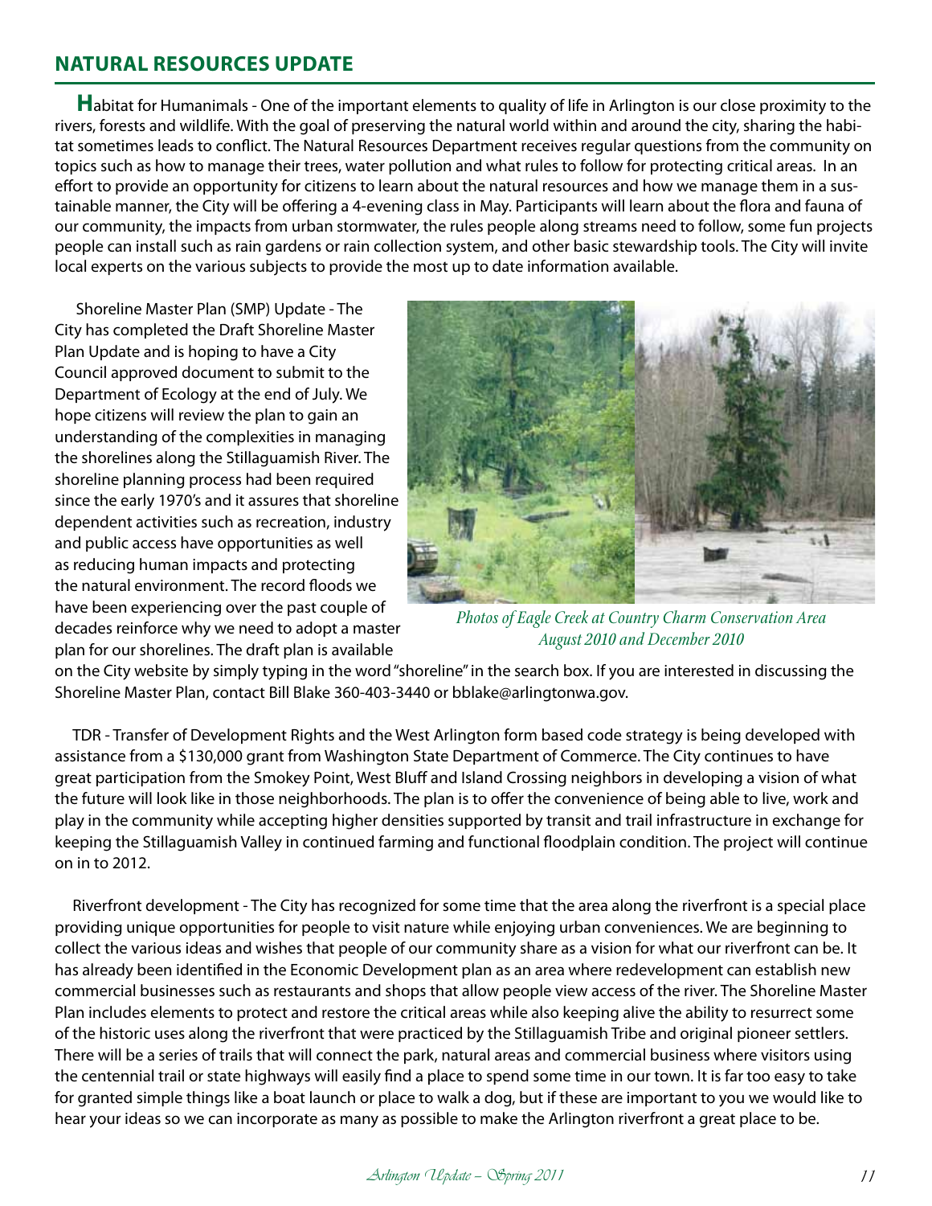## NATURAL RESOURCES UPDATE

**H**abitat for Humanimals - One of the important elements to quality of life in Arlington is our close proximity to the rivers, forests and wildlife. With the goal of preserving the natural world within and around the city, sharing the habitat sometimes leads to conflict. The Natural Resources Department receives regular questions from the community on topics such as how to manage their trees, water pollution and what rules to follow for protecting critical areas. In an effort to provide an opportunity for citizens to learn about the natural resources and how we manage them in a sustainable manner, the City will be offering a 4-evening class in May. Participants will learn about the flora and fauna of our community, the impacts from urban stormwater, the rules people along streams need to follow, some fun projects people can install such as rain gardens or rain collection system, and other basic stewardship tools. The City will invite local experts on the various subjects to provide the most up to date information available.

Shoreline Master Plan (SMP) Update - The City has completed the Draft Shoreline Master Plan Update and is hoping to have a City Council approved document to submit to the Department of Ecology at the end of July. We hope citizens will review the plan to gain an understanding of the complexities in managing the shorelines along the Stillaguamish River. The shoreline planning process had been required since the early 1970's and it assures that shoreline dependent activities such as recreation, industry and public access have opportunities as well as reducing human impacts and protecting the natural environment. The record floods we have been experiencing over the past couple of decades reinforce why we need to adopt a master plan for our shorelines. The draft plan is available on the City website by simply typing in the word "shoreline" in the search box. If you are interested in discussing the Shoreline Master Plan, contact Bill Blake 360-403-3440 or bblake@arlingtonwa.gov.

*Photos of Eagle Creek at Country Charm Conservation Area August 2010 and December 2010*

TDR - Transfer of Development Rights and the West Arlington form based code strategy is being developed with assistance from a $130,000 grant from Washington State Department of Commerce. The City continues to have great participation from the Smokey Point, West Bluff and Island Crossing neighbors in developing a vision of what the future will look like in those neighborhoods. The plan is to offer the convenience of being able to live, work and play in the community while accepting higher densities supported by transit and trail infrastructure in exchange for keeping the Stillaguamish Valley in continued farming and functional floodplain condition. The project will continue on in to 2012.

Riverfront development - The City has recognized for some time that the area along the riverfront is a special place providing unique opportunities for people to visit nature while enjoying urban conveniences. We are beginning to collect the various ideas and wishes that people of our community share as a vision for what our riverfront can be. It has already been identified in the Economic Development plan as an area where redevelopment can establish new commercial businesses such as restaurants and shops that allow people view access of the river. The Shoreline Master Plan includes elements to protect and restore the critical areas while also keeping alive the ability to resurrect some of the historic uses along the riverfront that were practiced by the Stillaguamish Tribe and original pioneer settlers. There will be a series of trails that will connect the park, natural areas and commercial business where visitors using the centennial trail or state highways will easily find a place to spend some time in our town. It is far too easy to take for granted simple things like a boat launch or place to walk a dog, but if these are important to you we would like to hear your ideas so we can incorporate as many as possible to make the Arlington riverfront a great place to be.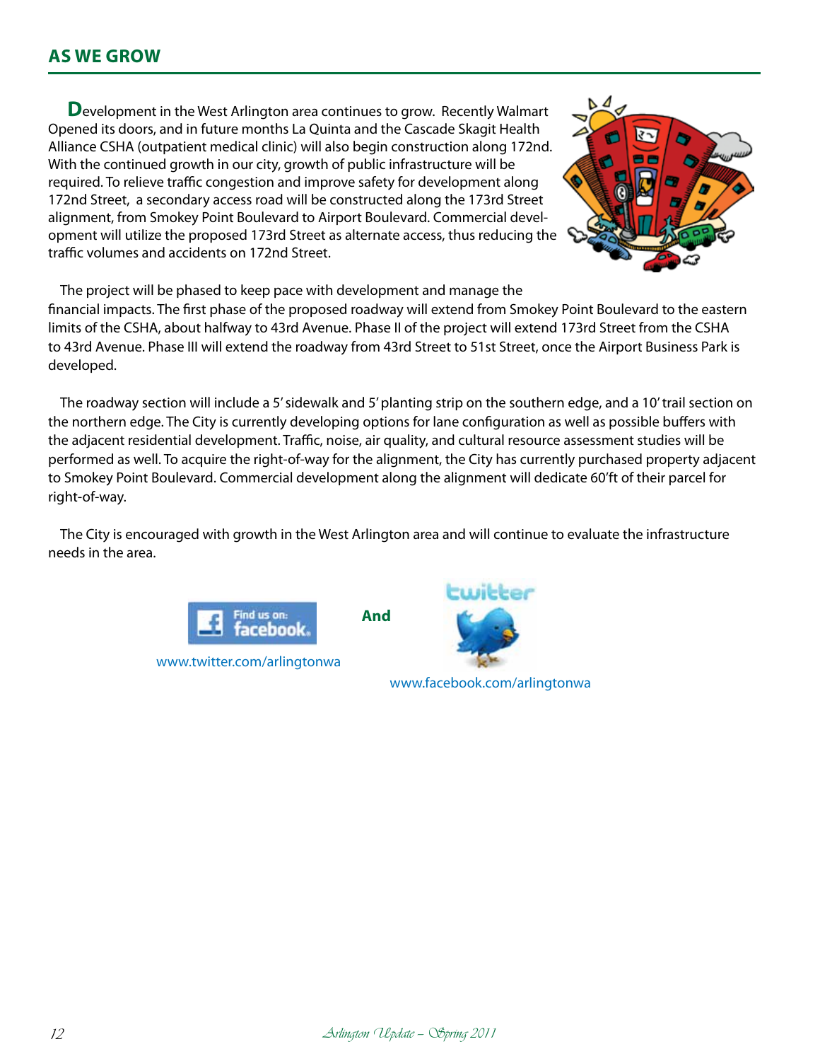## AS WE GROW

Development in the West Arlington area continues to grow. Recently Walmart Opened its doors, and in future months La Quinta and the Cascade Skagit Health Alliance CSHA (outpatient medical clinic) will also begin construction along 172nd. With the continued growth in our city, growth of public infrastructure will be required. To relieve traffic congestion and improve safety for development along 172nd Street, a secondary access road will be constructed along the 173rd Street alignment, from Smokey Point Boulevard to Airport Boulevard. Commercial development will utilize the proposed 173rd Street as alternate access, thus reducing the traffic volumes and accidents on 172nd Street.

The project will be phased to keep pace with development and manage the financial impacts. The first phase of the proposed roadway will extend from Smokey Point Boulevard to the eastern limits of the CSHA, about halfway to 43rd Avenue. Phase II of the project will extend 173rd Street from the CSHA to 43rd Avenue. Phase III will extend the roadway from 43rd Street to 51st Street, once the Airport Business Park is developed.

The roadway section will include a 5' sidewalk and 5' planting strip on the southern edge, and a 10' trail section on the northern edge. The City is currently developing options for lane configuration as well as possible buffers with the adjacent residential development. Traffic, noise, air quality, and cultural resource assessment studies will be performed as well. To acquire the right-of-way for the alignment, the City has currently purchased property adjacent to Smokey Point Boulevard. Commercial development along the alignment will dedicate 60'ft of their parcel for right-of-way.

The City is encouraged with growth in the West Arlington area and will continue to evaluate the infrastructure needs in the area.

Find us on: facebook

**And**

twitter

www.twitter.com/arlingtonwa

www.facebook.com/arlingtonwa